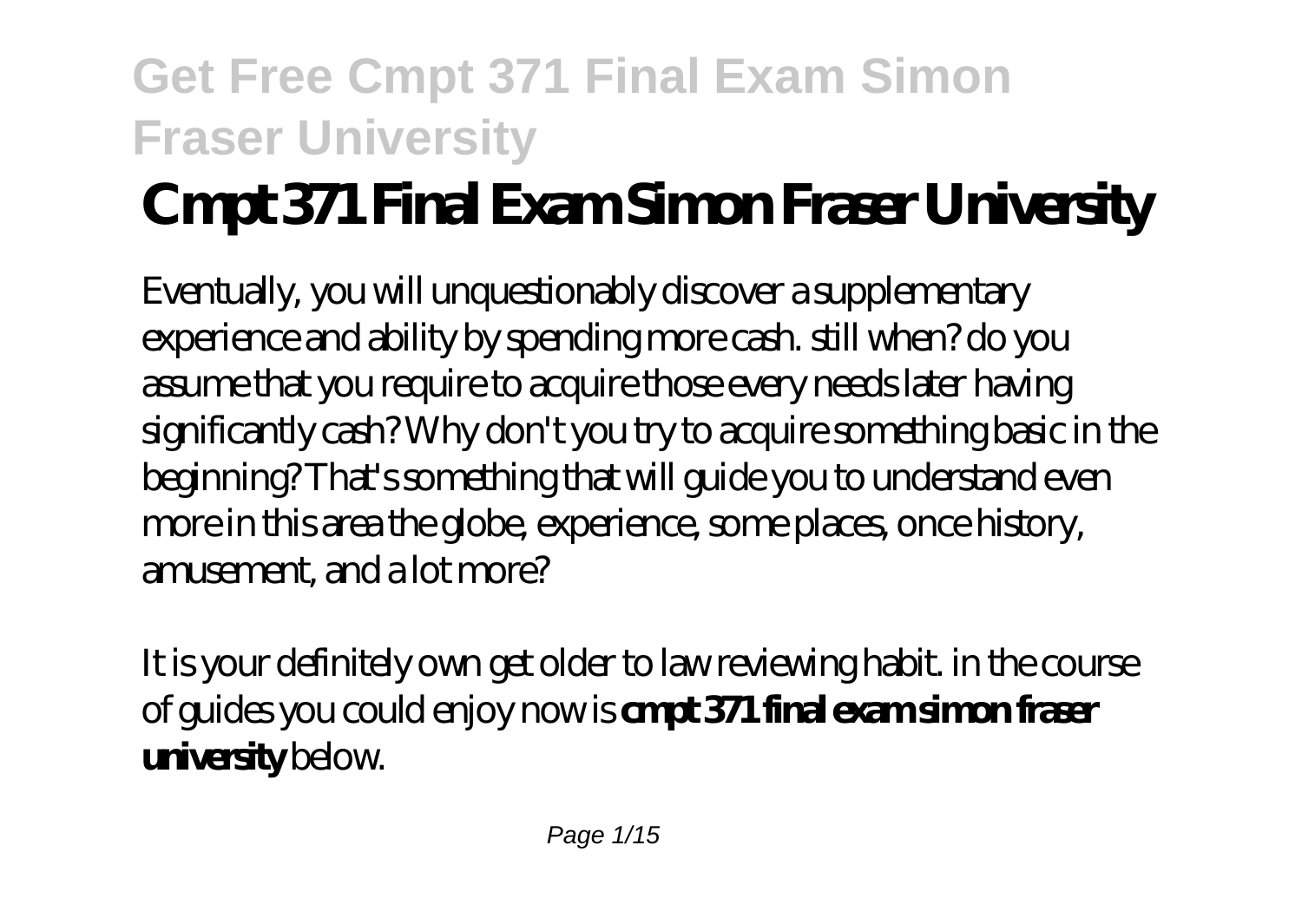# Cmpt 371 Final Exam Simon Fraser University

Eventually, you will unquestionably discover a supplementary experience and ability by spending more cash. still when? do you assume that you require to acquire those every needs later having significantly cash? Why don't you try to acquire something basic in the beginning? That's something that will guide you to understand even more in this area the globe, experience, some places, once history, amusement, and a lot more?

It is your definitely own get older to law reviewing habit. in the course of guides you could enjoy now is **cmpt 371 final exam simon fraser university** below.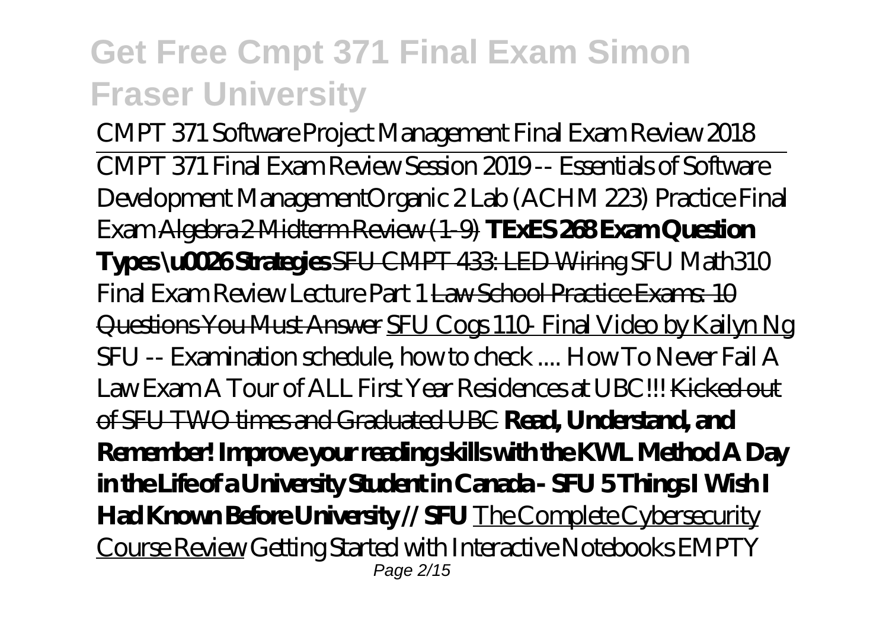# Get Free Cmpt 371 Final Exam Simon Fraser University

*CMPT 371 Software Project Management Final Exam Review 2018* CMPT 371 Final Exam Review Session 2019 -- Essentials of Software Development Management*Organic 2 Lab (ACHM 223) Practice Final Exam* Algebra 2 Midterm Review (1-9) **TExES 268 Exam Question Types \u0026 Strategies** SFU CMPT 433: LED Wiring *SFU Math310 Final Exam Review Lecture Part 1* Law School Practice Exams: 10 Questions You Must Answer SFU Cogs 110- Final Video by Kailyn Ng *SFU -- Examination schedule, how to check .... How To Never Fail A Law Exam A Tour of ALL First Year Residences at UBC!!!* Kicked out of SFU TWO times and Graduated UBC **Read, Understand, and Remember! Improve your reading skills with the KWL Method A Day in the Life of a University Student in Canada - SFU 5 Things I Wish I Had Known Before University // SFU** The Complete Cybersecurity Course Review *Getting Started with Interactive Notebooks EMPTY*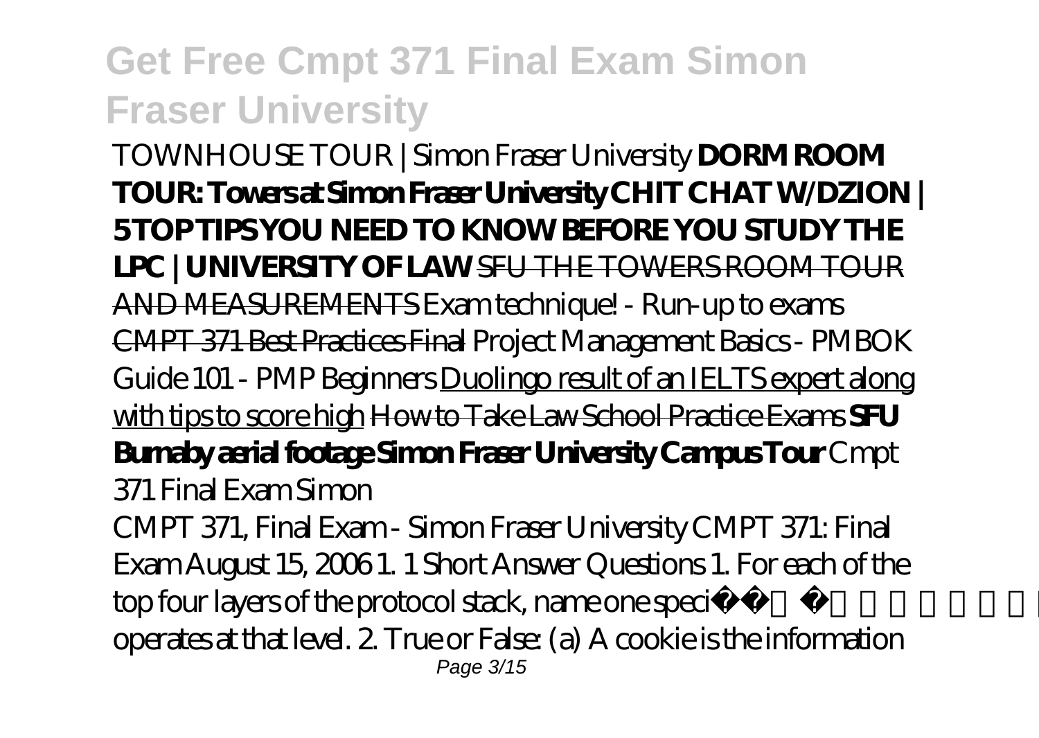# Get Free Cmpt 371 Final Exam Simon Fraser University

*TOWNHOUSE TOUR | Simon Fraser University* **DORM ROOM TOUR: Towers at Simon Fraser University** **CHIT CHAT W/DZION | 5 TOP TIPS YOU NEED TO KNOW BEFORE YOU STUDY THE LPC | UNIVERSITY OF LAW** SFU THE TOWERS ROOM TOUR AND MEASUREMENTS *Exam technique! - Run-up to exams* CMPT 371 Best Practices Final *Project Management Basics - PMBOK Guide 101 - PMP Beginners* Duolingo result of an IELTS expert along with tips to score high How to Take Law School Practice Exams **SFU Burnaby aerial footage** **Simon Fraser University Campus Tour** *Cmpt 371 Final Exam Simon*

CMPT 371, Final Exam - Simon Fraser University CMPT 371: Final Exam August 15, 2006 1. 1 Short Answer Questions 1. For each of the top four layers of the protocol stack, name one specific protocol that operates at that level. 2. True or False: (a) A cookie is the information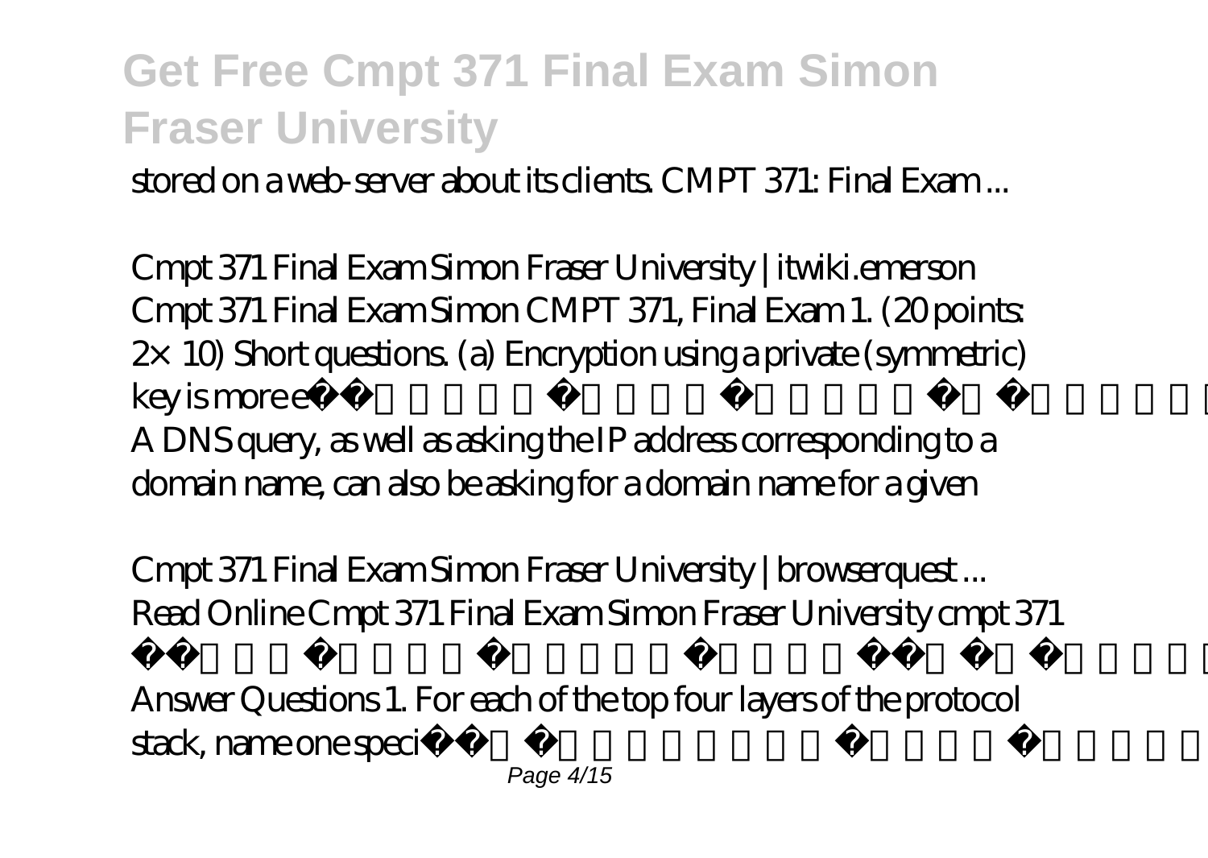# Get Free Cmpt 371 Final Exam Simon Fraser University

stored on a web-server about its clients. CMPT 371: Final Exam ...

*Cmpt 371 Final Exam Simon Fraser University | itwiki.emerson*

Cmpt 371 Final Exam Simon CMPT 371, Final Exam 1. (20 points: 2× 10) Short questions. (a) Encryption using a private (symmetric) key is more e

A DNS query, as well as asking the IP address corresponding to a domain name, can also be asking for a domain name for a given

*Cmpt 371 Final Exam Simon Fraser University | browserquest ...*

Read Online Cmpt 371 Final Exam Simon Fraser University cmpt 371

Answer Questions 1. For each of the top four layers of the protocol stack, name one speci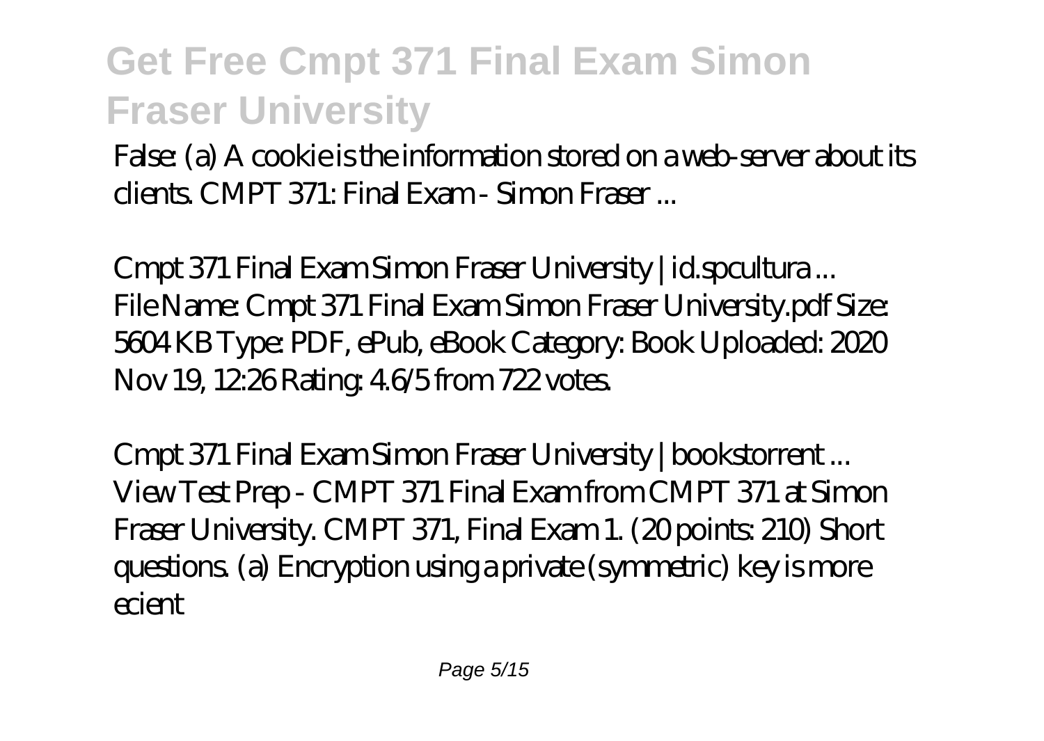False: (a) A cookie is the information stored on a web-server about its clients. CMPT 371: Final Exam - Simon Fraser ...

*Cmpt 371 Final Exam Simon Fraser University | id.spcultura ...*
File Name: Cmpt 371 Final Exam Simon Fraser University.pdf Size: 5604 KB Type: PDF, ePub, eBook Category: Book Uploaded: 2020 Nov 19, 12:26 Rating: 4.6/5 from 722 votes.

*Cmpt 371 Final Exam Simon Fraser University | bookstorrent ...*
View Test Prep - CMPT 371 Final Exam from CMPT 371 at Simon Fraser University. CMPT 371, Final Exam 1. (20 points: 210) Short questions. (a) Encryption using a private (symmetric) key is more ecient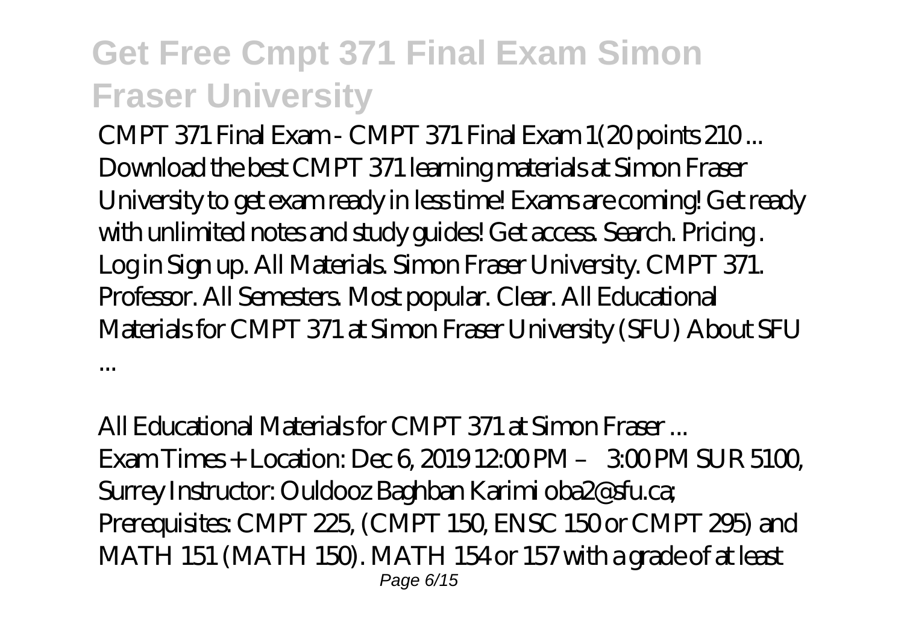## Get Free Cmpt 371 Final Exam Simon Fraser University

*CMPT 371 Final Exam - CMPT 371 Final Exam 1(20 points 210 ...*

Download the best CMPT 371 learning materials at Simon Fraser University to get exam ready in less time! Exams are coming! Get ready with unlimited notes and study guides! Get access. Search. Pricing . Log in Sign up. All Materials. Simon Fraser University. CMPT 371. Professor. All Semesters. Most popular. Clear. All Educational Materials for CMPT 371 at Simon Fraser University (SFU) About SFU ...

*All Educational Materials for CMPT 371 at Simon Fraser ...*

Exam Times + Location: Dec 6, 2019 12:00 PM – 3:00 PM SUR 5100, Surrey Instructor: Ouldooz Baghban Karimi oba2@sfu.ca; Prerequisites: CMPT 225, (CMPT 150, ENSC 150 or CMPT 295) and MATH 151 (MATH 150). MATH 154 or 157 with a grade of at least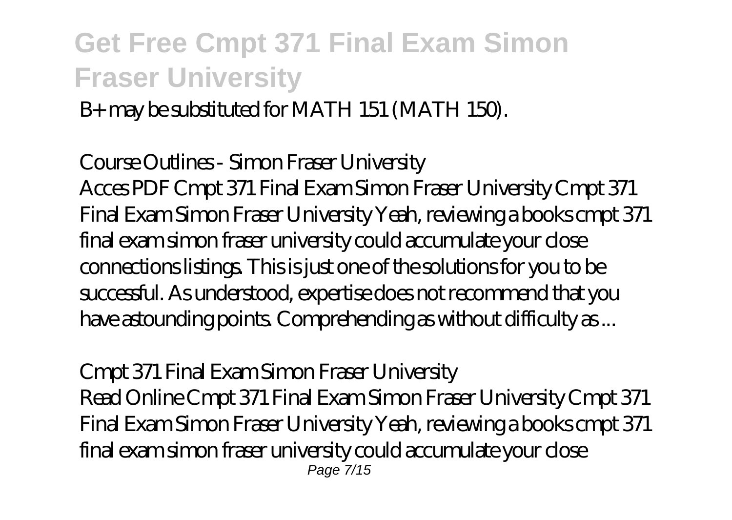B+ may be substituted for MATH 151 (MATH 150).

*Course Outlines - Simon Fraser University*

Acces PDF Cmpt 371 Final Exam Simon Fraser University Cmpt 371 Final Exam Simon Fraser University Yeah, reviewing a books cmpt 371 final exam simon fraser university could accumulate your close connections listings. This is just one of the solutions for you to be successful. As understood, expertise does not recommend that you have astounding points. Comprehending as without difficulty as ...

*Cmpt 371 Final Exam Simon Fraser University*

Read Online Cmpt 371 Final Exam Simon Fraser University Cmpt 371 Final Exam Simon Fraser University Yeah, reviewing a books cmpt 371 final exam simon fraser university could accumulate your close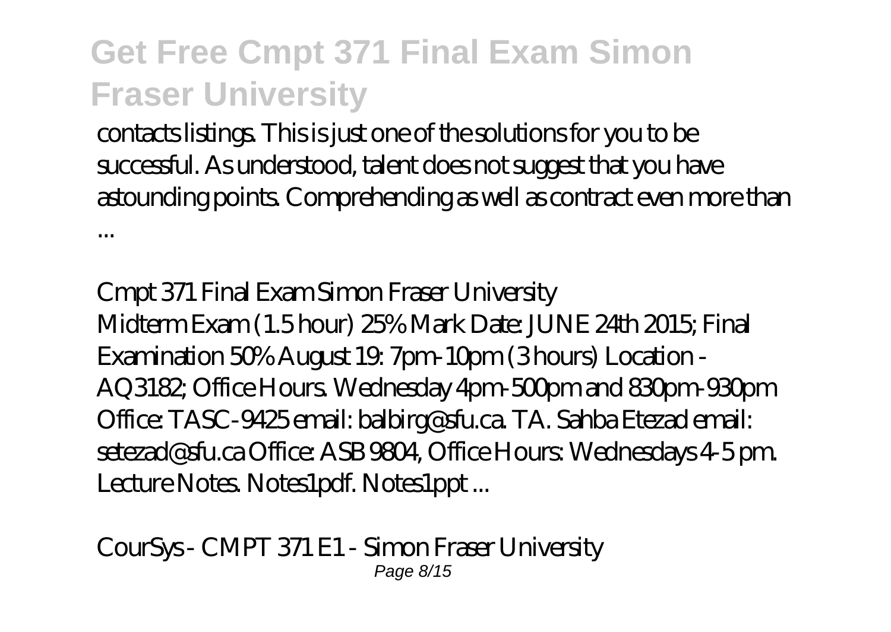contacts listings. This is just one of the solutions for you to be successful. As understood, talent does not suggest that you have astounding points. Comprehending as well as contract even more than ...

*Cmpt 371 Final Exam Simon Fraser University*

Midterm Exam (1.5 hour) 25% Mark Date: JUNE 24th 2015; Final Examination 50% August 19: 7pm-10pm (3 hours) Location - AQ3182; Office Hours. Wednesday 4pm-500pm and 830pm-930pm Office: TASC-9425 email: balbirg@sfu.ca. TA. Sahba Etezad email: setezad@sfu.ca Office: ASB 9804, Office Hours: Wednesdays 4-5 pm. Lecture Notes. Notes1pdf. Notes1ppt ...

*CourSys - CMPT 371 E1 - Simon Fraser University*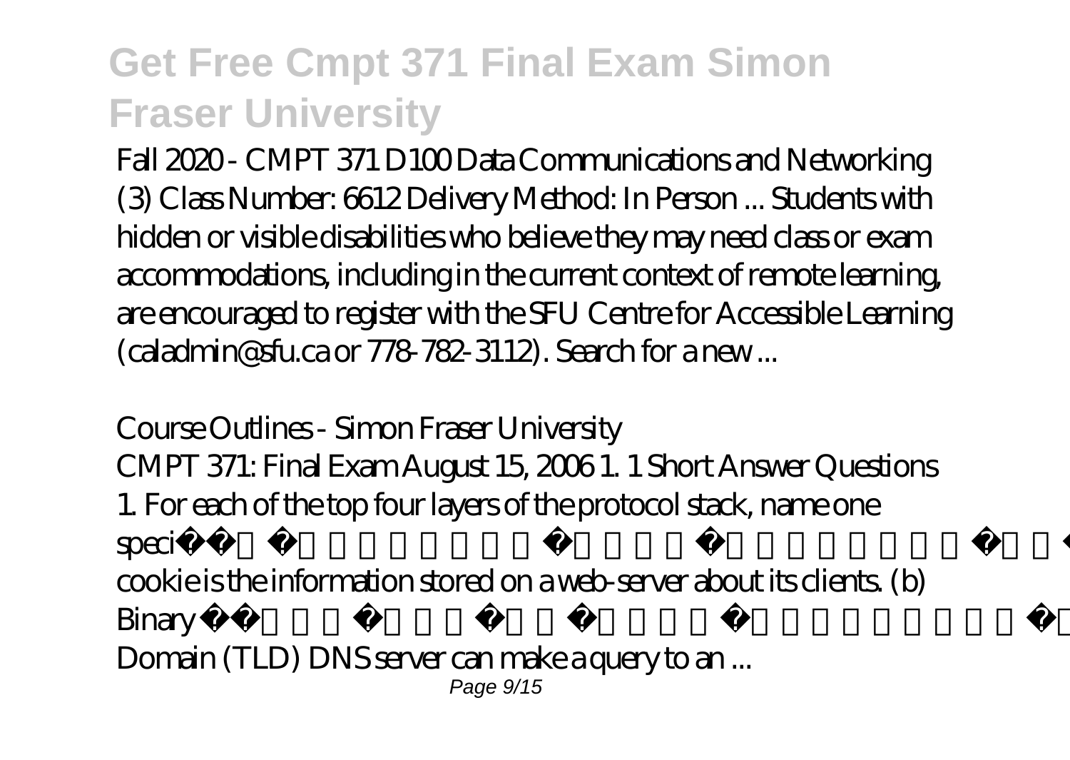Fall 2020 - CMPT 371 D100 Data Communications and Networking (3) Class Number: 6612 Delivery Method: In Person ... Students with hidden or visible disabilities who believe they may need class or exam accommodations, including in the current context of remote learning, are encouraged to register with the SFU Centre for Accessible Learning (caladmin@sfu.ca or 778-782-3112). Search for a new ...

*Course Outlines - Simon Fraser University*

CMPT 371: Final Exam August 15, 2006 1. 1 Short Answer Questions 1. For each of the top four layers of the protocol stack, name one speci cookie is the information stored on a web-server about its clients. (b) Binary Domain (TLD) DNS server can make a query to an ...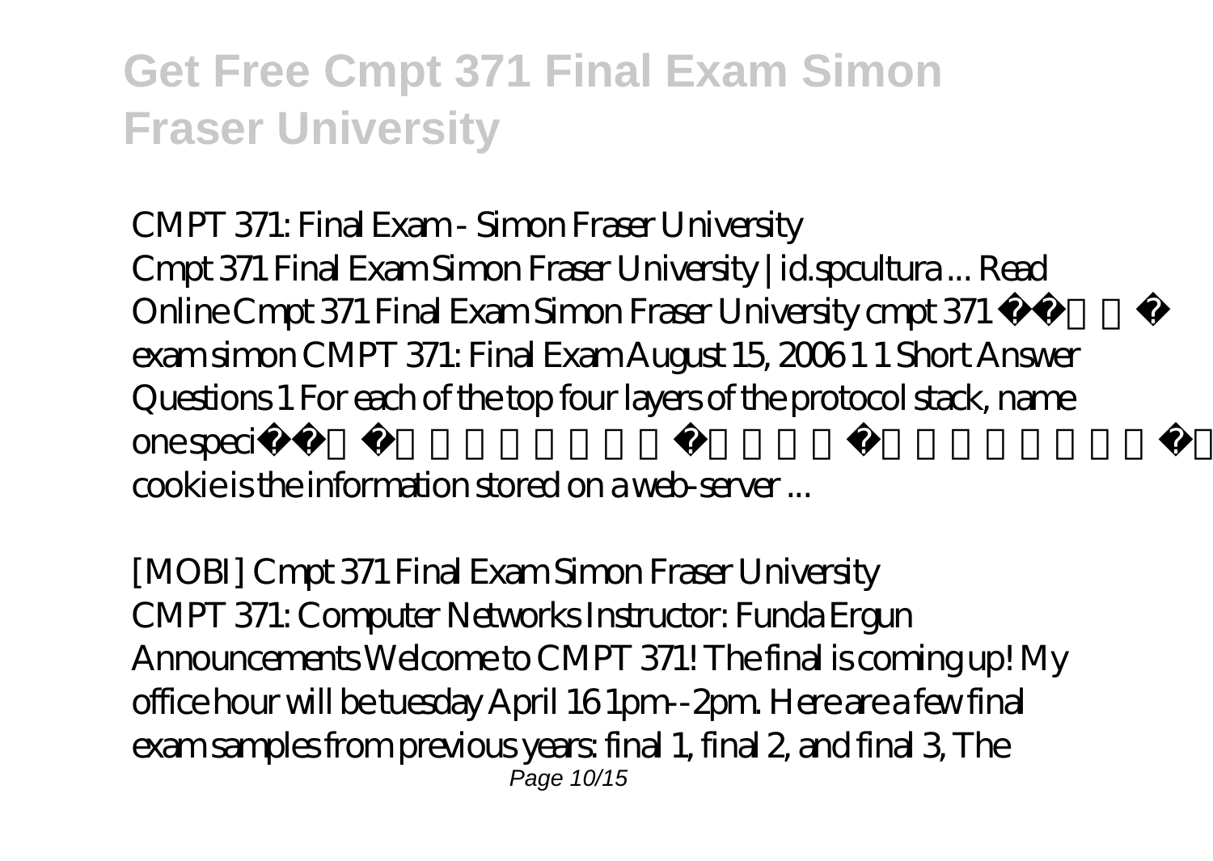*CMPT 371: Final Exam - Simon Fraser University*

Cmpt 371 Final Exam Simon Fraser University | id.spcultura ... Read Online Cmpt 371 Final Exam Simon Fraser University cmpt 371 fi exam simon CMPT 371: Final Exam August 15, 2006 1 1 Short Answer Questions 1 For each of the top four layers of the protocol stack, name one speci cookie is the information stored on a web-server ...

*[MOBI] Cmpt 371 Final Exam Simon Fraser University*

CMPT 371: Computer Networks Instructor: Funda Ergun Announcements Welcome to CMPT 371! The final is coming up! My office hour will be tuesday April 16 1pm--2pm. Here are a few final exam samples from previous years: final 1, final 2, and final 3, The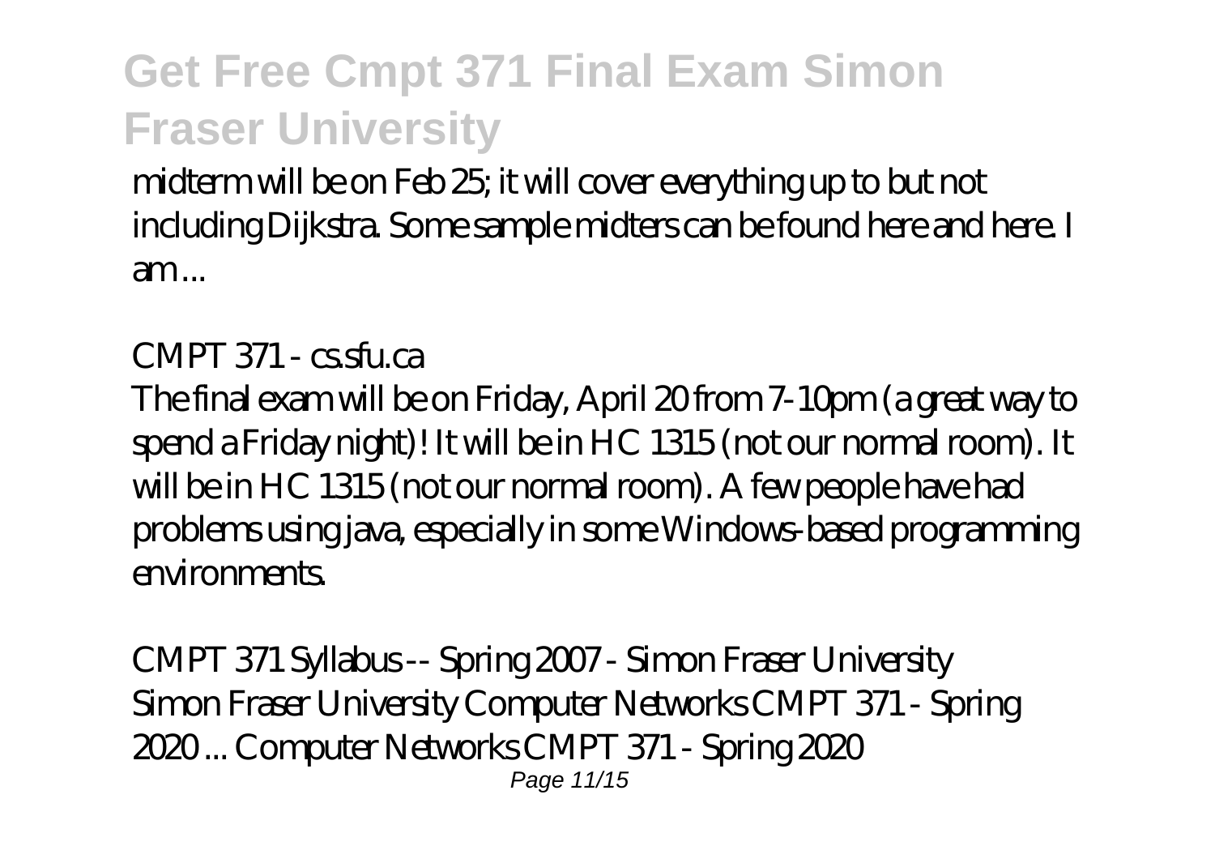midterm will be on Feb 25; it will cover everything up to but not including Dijkstra. Some sample midters can be found here and here. I am ...

*CMPT 371 - cs.sfu.ca*

The final exam will be on Friday, April 20 from 7-10pm (a great way to spend a Friday night)! It will be in HC 1315 (not our normal room). It will be in HC 1315 (not our normal room). A few people have had problems using java, especially in some Windows-based programming environments.

*CMPT 371 Syllabus -- Spring 2007 - Simon Fraser University*

Simon Fraser University Computer Networks CMPT 371 - Spring 2020 ... Computer Networks CMPT 371 - Spring 2020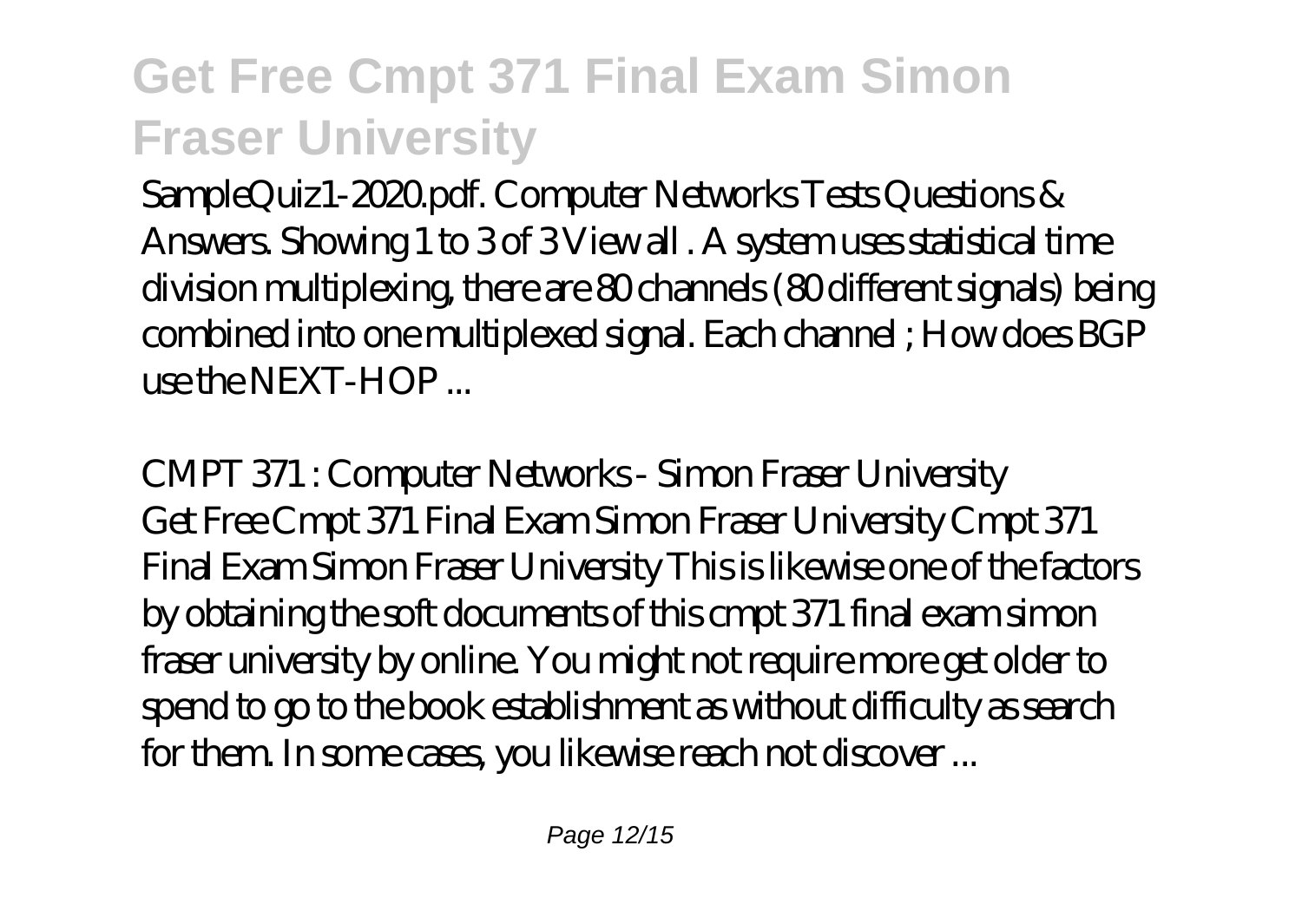SampleQuiz1-2020.pdf. Computer Networks Tests Questions & Answers. Showing 1 to 3 of 3 View all . A system uses statistical time division multiplexing, there are 80 channels (80 different signals) being combined into one multiplexed signal. Each channel ; How does BGP use the NEXT-HOP ...

*CMPT 371 : Computer Networks - Simon Fraser University*

Get Free Cmpt 371 Final Exam Simon Fraser University Cmpt 371 Final Exam Simon Fraser University This is likewise one of the factors by obtaining the soft documents of this cmpt 371 final exam simon fraser university by online. You might not require more get older to spend to go to the book establishment as without difficulty as search for them. In some cases, you likewise reach not discover ...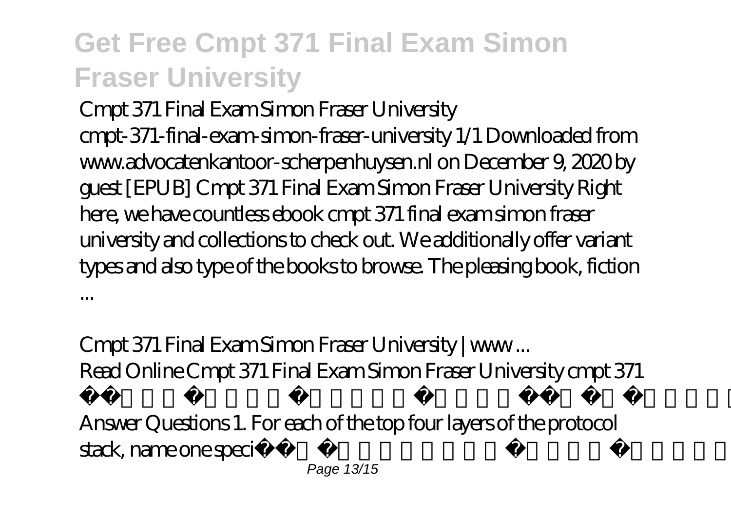# Get Free Cmpt 371 Final Exam Simon Fraser University

*Cmpt 371 Final Exam Simon Fraser University*

cmpt-371-final-exam-simon-fraser-university 1/1 Downloaded from www.advocatenkantoor-scherpenhuysen.nl on December 9, 2020 by guest [EPUB] Cmpt 371 Final Exam Simon Fraser University Right here, we have countless ebook cmpt 371 final exam simon fraser university and collections to check out. We additionally offer variant types and also type of the books to browse. The pleasing book, fiction ...

*Cmpt 371 Final Exam Simon Fraser University | www ...*

Read Online Cmpt 371 Final Exam Simon Fraser University cmpt 371 fi
Answer Questions 1. For each of the top four layers of the protocol stack, name one speci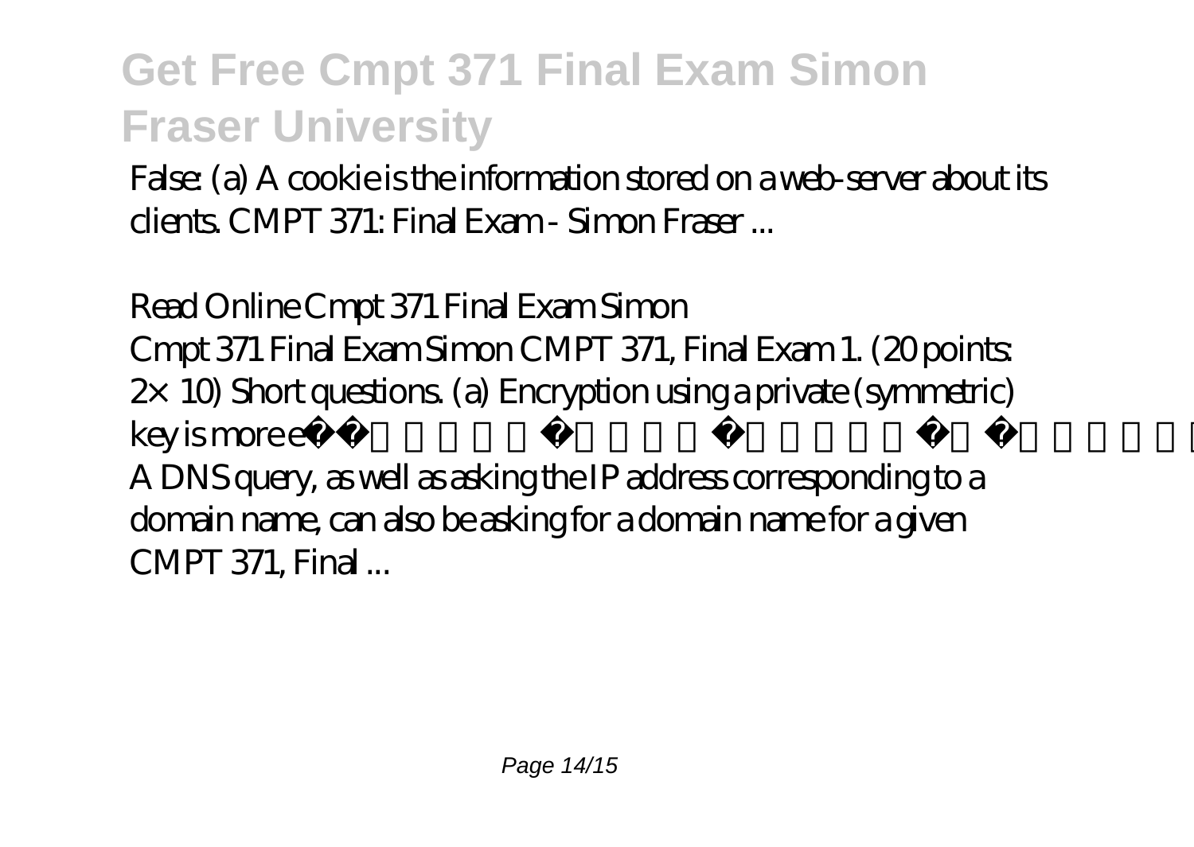# Get Free Cmpt 371 Final Exam Simon Fraser University

False: (a) A cookie is the information stored on a web-server about its clients. CMPT 371: Final Exam - Simon Fraser ...

*Read Online Cmpt 371 Final Exam Simon*

Cmpt 371 Final Exam Simon CMPT 371, Final Exam 1. (20 points: 2× 10) Short questions. (a) Encryption using a private (symmetric) key is more e... A DNS query, as well as asking the IP address corresponding to a domain name, can also be asking for a domain name for a given CMPT 371, Final ...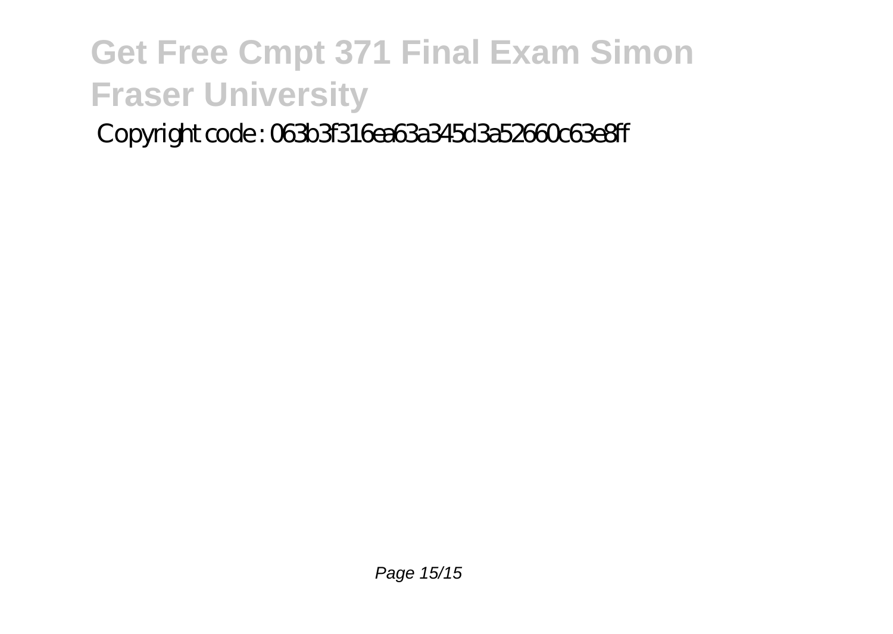Copyright code : 063b3f316ea63a345d3a52660c63e8ff